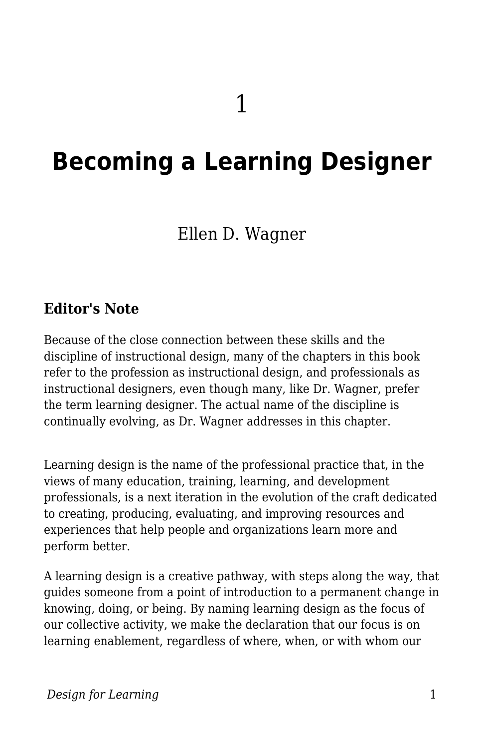# 1

# Becoming a Learning Designer

Ellen D. Wagner

### Editor's Note

Because of the close connection between these skills and the discipline of instructional design, many of the chapters in this book refer to the profession as instructional design, and professionals as instructional designers, even though many, like Dr. Wagner, prefer the term learning designer. The actual name of the discipline is continually evolving, as Dr. Wagner addresses in this chapter.

Learning design is the name of the professional practice that, in the views of many education, training, learning, and development professionals, is a next iteration in the evolution of the craft dedicated to creating, producing, evaluating, and improving resources and experiences that help people and organizations learn more and perform better.

A learning design is a creative pathway, with steps along the way, that guides someone from a point of introduction to a permanent change in knowing, doing, or being. By naming learning design as the focus of our collective activity, we make the declaration that our focus is on learning enablement, regardless of where, when, or with whom our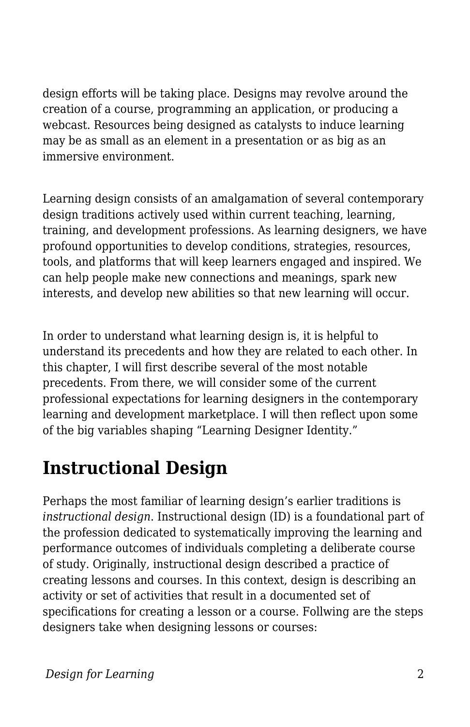design efforts will be taking place. Designs may revolve around the creation of a course, programming an application, or producing a webcast. Resources being designed as catalysts to induce learning may be as small as an element in a presentation or as big as an immersive environment.

Learning design consists of an amalgamation of several contemporary design traditions actively used within current teaching, learning, training, and development professions. As learning designers, we have profound opportunities to develop conditions, strategies, resources, tools, and platforms that will keep learners engaged and inspired. We can help people make new connections and meanings, spark new interests, and develop new abilities so that new learning will occur.

In order to understand what learning design is, it is helpful to understand its precedents and how they are related to each other. In this chapter, I will first describe several of the most notable precedents. From there, we will consider some of the current professional expectations for learning designers in the contemporary learning and development marketplace. I will then reflect upon some of the big variables shaping "Learning Designer Identity."

## Instructional Design

Perhaps the most familiar of learning design's earlier traditions is *instructional design*. Instructional design (ID) is a foundational part of the profession dedicated to systematically improving the learning and performance outcomes of individuals completing a deliberate course of study. Originally, instructional design described a practice of creating lessons and courses. In this context, design is describing an activity or set of activities that result in a documented set of specifications for creating a lesson or a course. Follwing are the steps designers take when designing lessons or courses: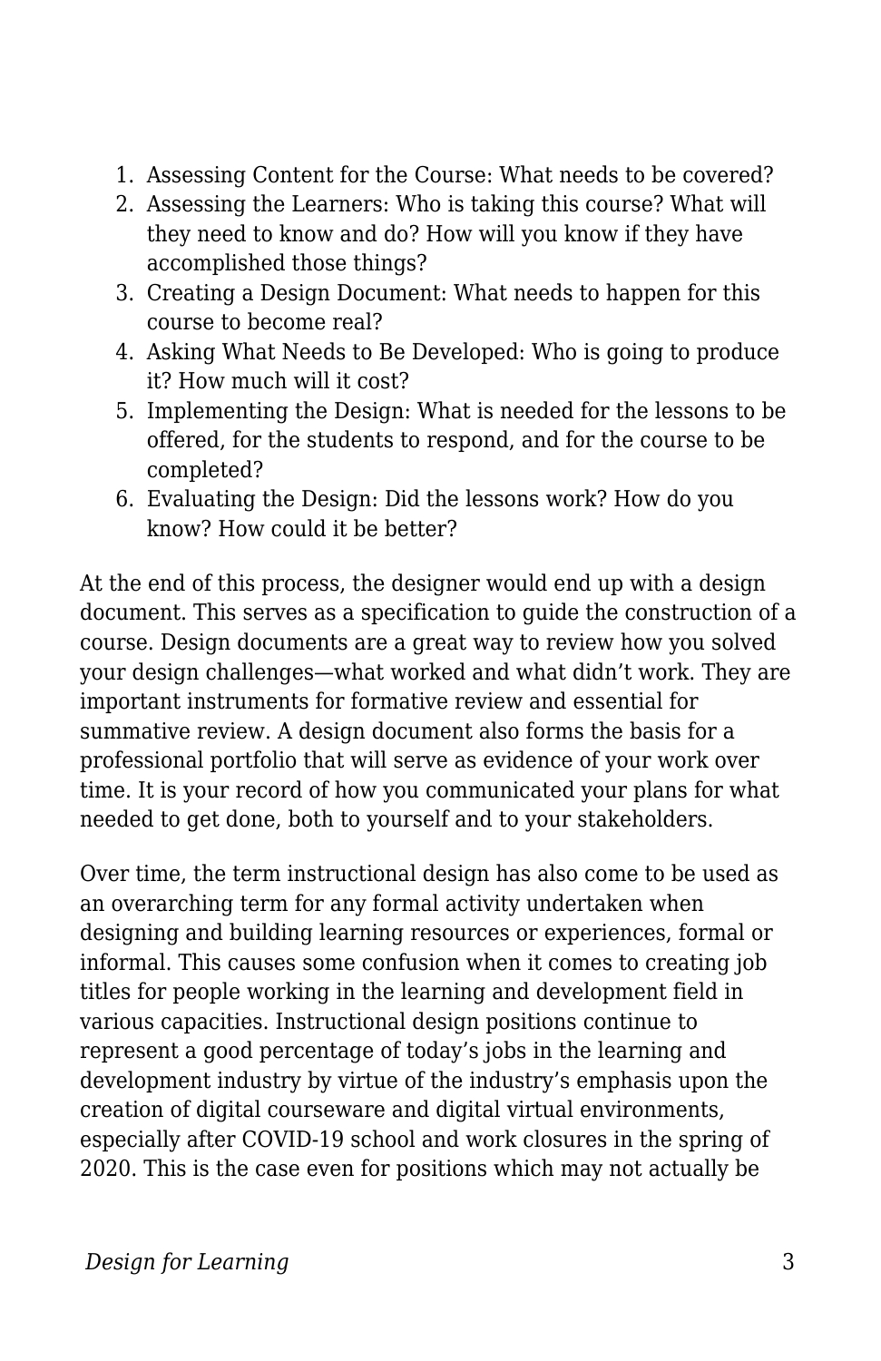1. Assessing Content for the Course: What needs to be covered?
2. Assessing the Learners: Who is taking this course? What will they need to know and do? How will you know if they have accomplished those things?
3. Creating a Design Document: What needs to happen for this course to become real?
4. Asking What Needs to Be Developed: Who is going to produce it? How much will it cost?
5. Implementing the Design: What is needed for the lessons to be offered, for the students to respond, and for the course to be completed?
6. Evaluating the Design: Did the lessons work? How do you know? How could it be better?

At the end of this process, the designer would end up with a design document. This serves as a specification to guide the construction of a course. Design documents are a great way to review how you solved your design challenges—what worked and what didn't work. They are important instruments for formative review and essential for summative review. A design document also forms the basis for a professional portfolio that will serve as evidence of your work over time. It is your record of how you communicated your plans for what needed to get done, both to yourself and to your stakeholders.

Over time, the term instructional design has also come to be used as an overarching term for any formal activity undertaken when designing and building learning resources or experiences, formal or informal. This causes some confusion when it comes to creating job titles for people working in the learning and development field in various capacities. Instructional design positions continue to represent a good percentage of today's jobs in the learning and development industry by virtue of the industry's emphasis upon the creation of digital courseware and digital virtual environments, especially after COVID-19 school and work closures in the spring of 2020. This is the case even for positions which may not actually be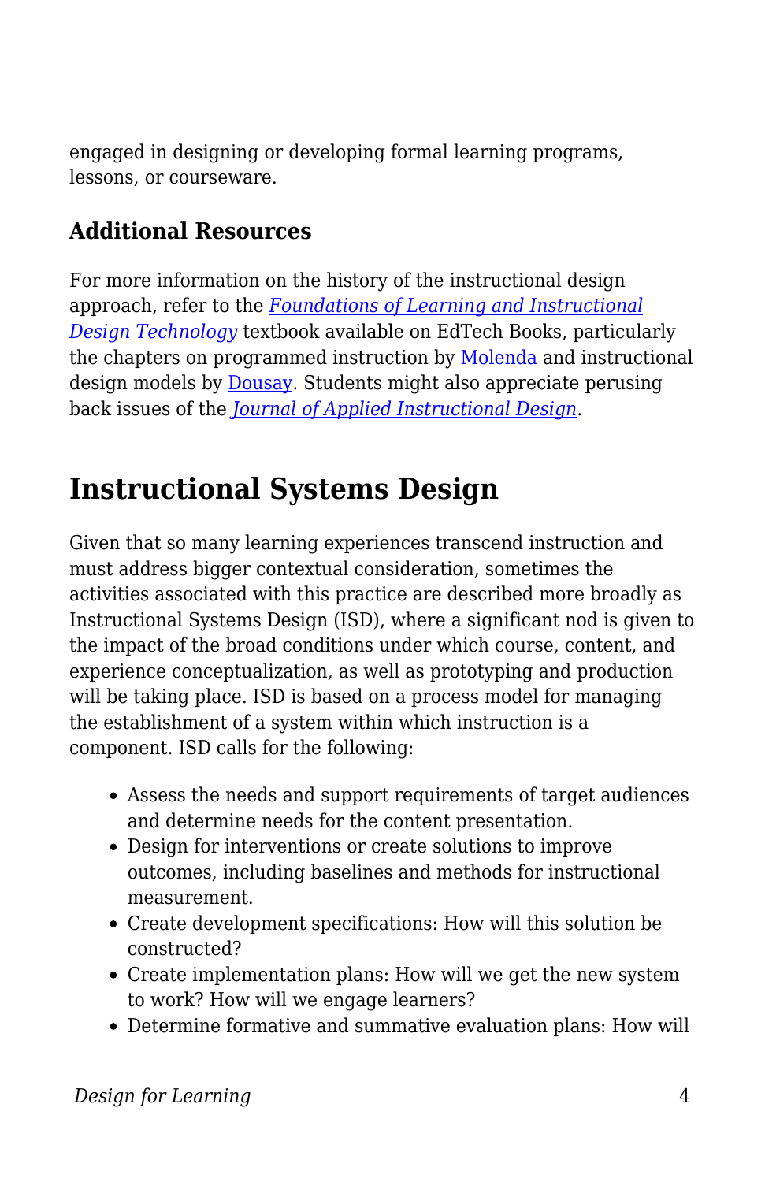engaged in designing or developing formal learning programs, lessons, or courseware.

### Additional Resources

For more information on the history of the instructional design approach, refer to the *Foundations of Learning and Instructional Design Technology* textbook available on EdTech Books, particularly the chapters on programmed instruction by Molenda and instructional design models by Dousay. Students might also appreciate perusing back issues of the *Journal of Applied Instructional Design*.

## Instructional Systems Design

Given that so many learning experiences transcend instruction and must address bigger contextual consideration, sometimes the activities associated with this practice are described more broadly as Instructional Systems Design (ISD), where a significant nod is given to the impact of the broad conditions under which course, content, and experience conceptualization, as well as prototyping and production will be taking place. ISD is based on a process model for managing the establishment of a system within which instruction is a component. ISD calls for the following:

- Assess the needs and support requirements of target audiences and determine needs for the content presentation.
- Design for interventions or create solutions to improve outcomes, including baselines and methods for instructional measurement.
- Create development specifications: How will this solution be constructed?
- Create implementation plans: How will we get the new system to work? How will we engage learners?
- Determine formative and summative evaluation plans: How will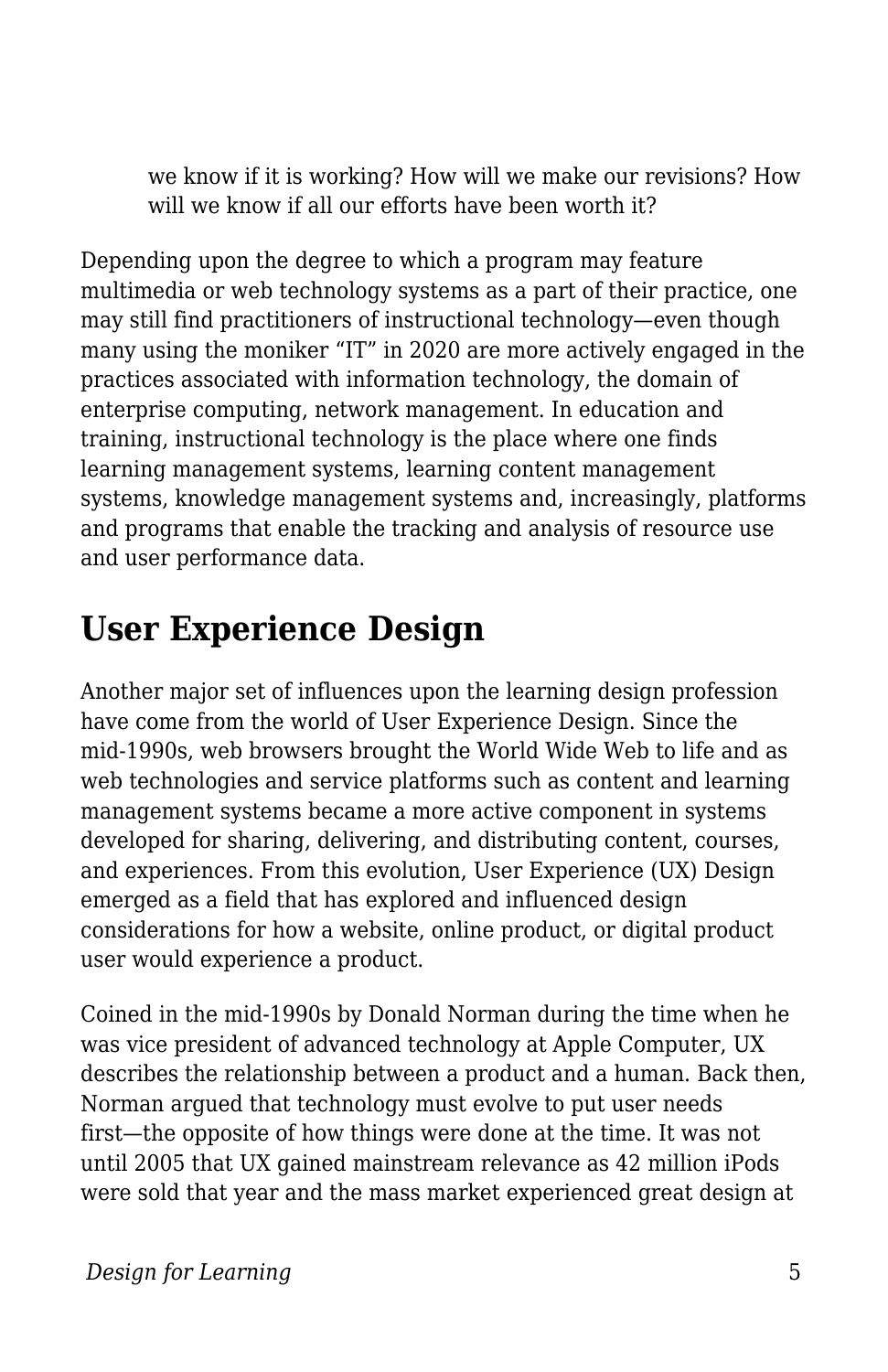> we know if it is working? How will we make our revisions? How will we know if all our efforts have been worth it?

Depending upon the degree to which a program may feature multimedia or web technology systems as a part of their practice, one may still find practitioners of instructional technology—even though many using the moniker "IT" in 2020 are more actively engaged in the practices associated with information technology, the domain of enterprise computing, network management. In education and training, instructional technology is the place where one finds learning management systems, learning content management systems, knowledge management systems and, increasingly, platforms and programs that enable the tracking and analysis of resource use and user performance data.

## User Experience Design

Another major set of influences upon the learning design profession have come from the world of User Experience Design. Since the mid-1990s, web browsers brought the World Wide Web to life and as web technologies and service platforms such as content and learning management systems became a more active component in systems developed for sharing, delivering, and distributing content, courses, and experiences. From this evolution, User Experience (UX) Design emerged as a field that has explored and influenced design considerations for how a website, online product, or digital product user would experience a product.

Coined in the mid-1990s by Donald Norman during the time when he was vice president of advanced technology at Apple Computer, UX describes the relationship between a product and a human. Back then, Norman argued that technology must evolve to put user needs first—the opposite of how things were done at the time. It was not until 2005 that UX gained mainstream relevance as 42 million iPods were sold that year and the mass market experienced great design at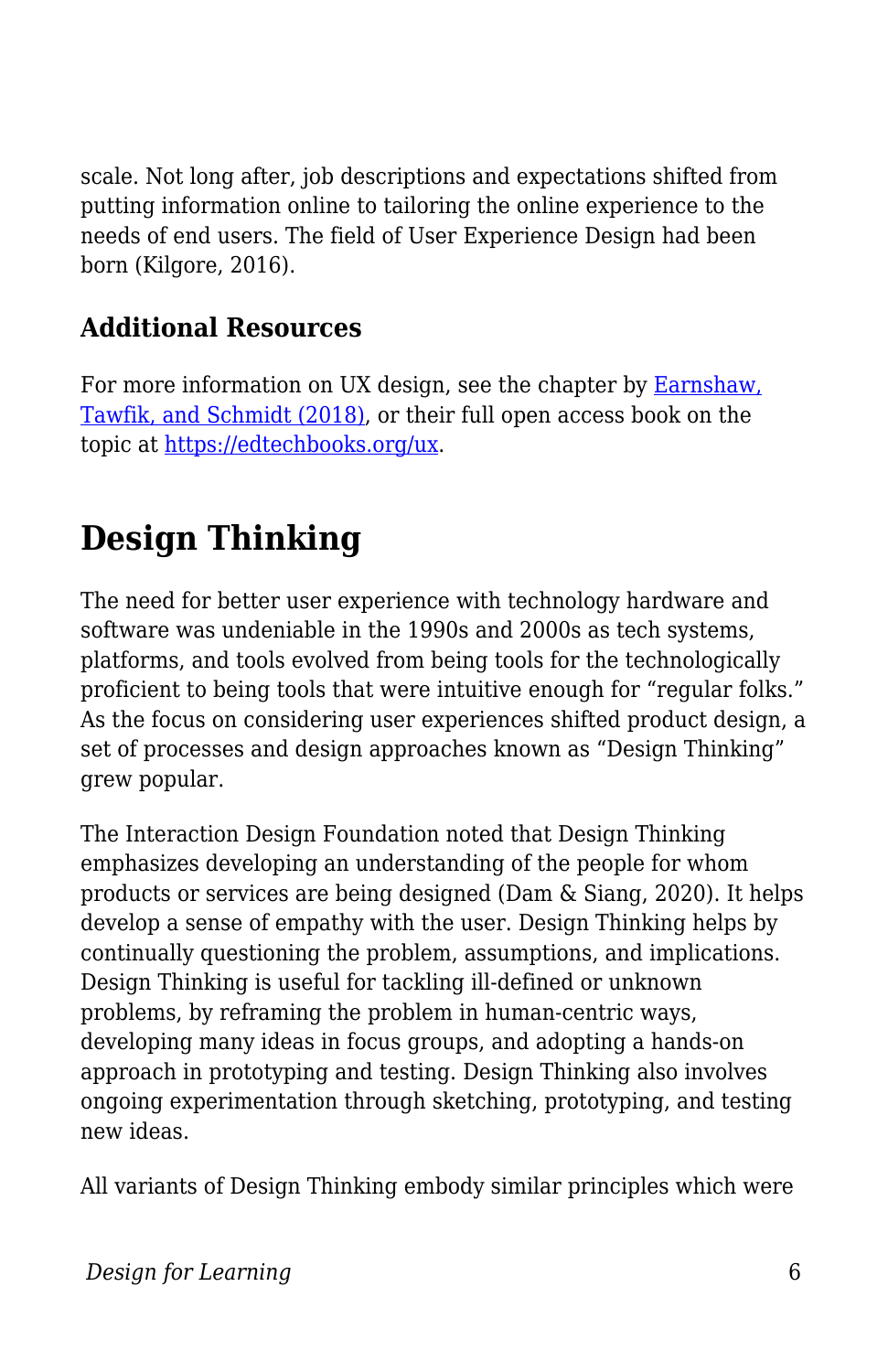scale. Not long after, job descriptions and expectations shifted from putting information online to tailoring the online experience to the needs of end users. The field of User Experience Design had been born (Kilgore, 2016).

### Additional Resources

For more information on UX design, see the chapter by [Earnshaw, Tawfik, and Schmidt (2018)](), or their full open access book on the topic at [https://edtechbooks.org/ux](https://edtechbooks.org/ux).

## Design Thinking

The need for better user experience with technology hardware and software was undeniable in the 1990s and 2000s as tech systems, platforms, and tools evolved from being tools for the technologically proficient to being tools that were intuitive enough for "regular folks." As the focus on considering user experiences shifted product design, a set of processes and design approaches known as "Design Thinking" grew popular.

The Interaction Design Foundation noted that Design Thinking emphasizes developing an understanding of the people for whom products or services are being designed (Dam & Siang, 2020). It helps develop a sense of empathy with the user. Design Thinking helps by continually questioning the problem, assumptions, and implications. Design Thinking is useful for tackling ill-defined or unknown problems, by reframing the problem in human-centric ways, developing many ideas in focus groups, and adopting a hands-on approach in prototyping and testing. Design Thinking also involves ongoing experimentation through sketching, prototyping, and testing new ideas.

All variants of Design Thinking embody similar principles which were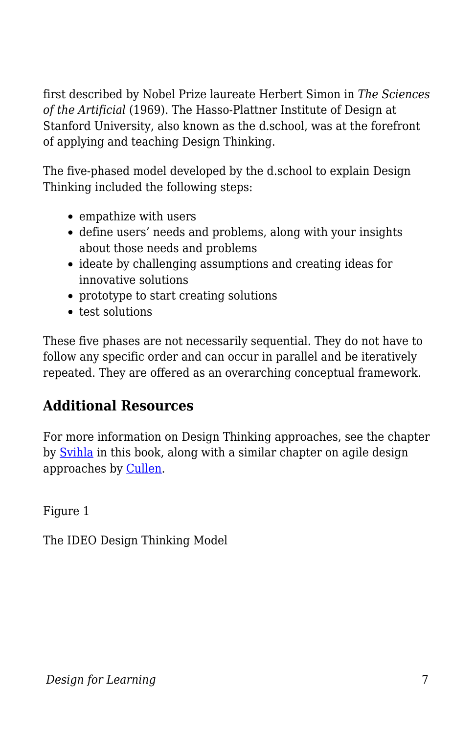first described by Nobel Prize laureate Herbert Simon in *The Sciences of the Artificial* (1969). The Hasso-Plattner Institute of Design at Stanford University, also known as the d.school, was at the forefront of applying and teaching Design Thinking.

The five-phased model developed by the d.school to explain Design Thinking included the following steps:

- empathize with users
- define users' needs and problems, along with your insights about those needs and problems
- ideate by challenging assumptions and creating ideas for innovative solutions
- prototype to start creating solutions
- test solutions

These five phases are not necessarily sequential. They do not have to follow any specific order and can occur in parallel and be iteratively repeated. They are offered as an overarching conceptual framework.

## Additional Resources

For more information on Design Thinking approaches, see the chapter by [Svihla](#) in this book, along with a similar chapter on agile design approaches by [Cullen](#).

Figure 1

The IDEO Design Thinking Model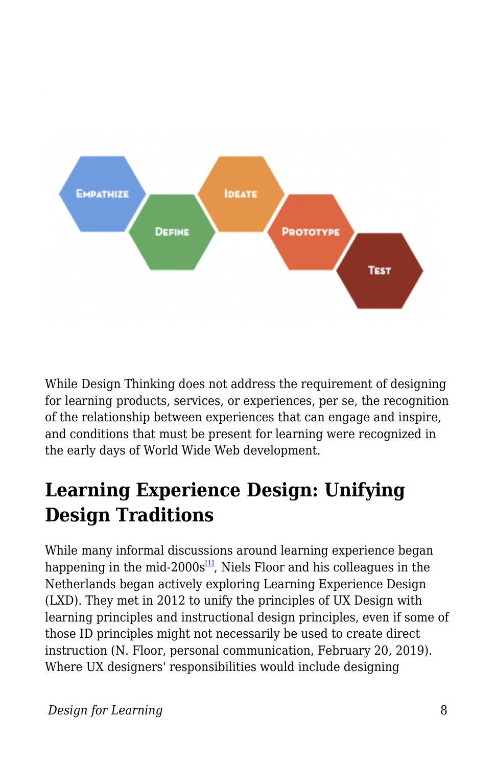While Design Thinking does not address the requirement of designing for learning products, services, or experiences, per se, the recognition of the relationship between experiences that can engage and inspire, and conditions that must be present for learning were recognized in the early days of World Wide Web development.

## Learning Experience Design: Unifying Design Traditions

While many informal discussions around learning experience began happening in the mid-2000s[1], Niels Floor and his colleagues in the Netherlands began actively exploring Learning Experience Design (LXD). They met in 2012 to unify the principles of UX Design with learning principles and instructional design principles, even if some of those ID principles might not necessarily be used to create direct instruction (N. Floor, personal communication, February 20, 2019). Where UX designers' responsibilities would include designing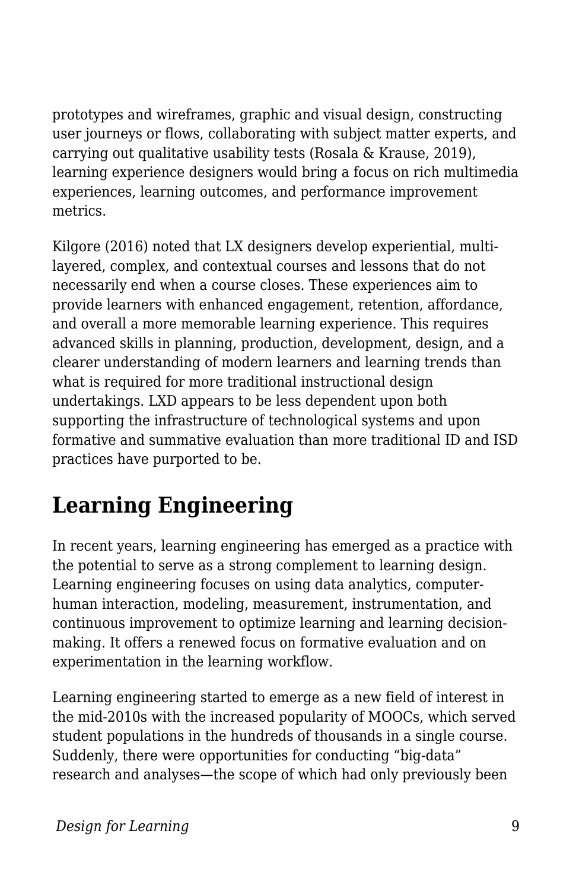prototypes and wireframes, graphic and visual design, constructing user journeys or flows, collaborating with subject matter experts, and carrying out qualitative usability tests (Rosala & Krause, 2019), learning experience designers would bring a focus on rich multimedia experiences, learning outcomes, and performance improvement metrics.

Kilgore (2016) noted that LX designers develop experiential, multi-layered, complex, and contextual courses and lessons that do not necessarily end when a course closes. These experiences aim to provide learners with enhanced engagement, retention, affordance, and overall a more memorable learning experience. This requires advanced skills in planning, production, development, design, and a clearer understanding of modern learners and learning trends than what is required for more traditional instructional design undertakings. LXD appears to be less dependent upon both supporting the infrastructure of technological systems and upon formative and summative evaluation than more traditional ID and ISD practices have purported to be.

## Learning Engineering

In recent years, learning engineering has emerged as a practice with the potential to serve as a strong complement to learning design. Learning engineering focuses on using data analytics, computer-human interaction, modeling, measurement, instrumentation, and continuous improvement to optimize learning and learning decision-making. It offers a renewed focus on formative evaluation and on experimentation in the learning workflow.

Learning engineering started to emerge as a new field of interest in the mid-2010s with the increased popularity of MOOCs, which served student populations in the hundreds of thousands in a single course. Suddenly, there were opportunities for conducting "big-data" research and analyses—the scope of which had only previously been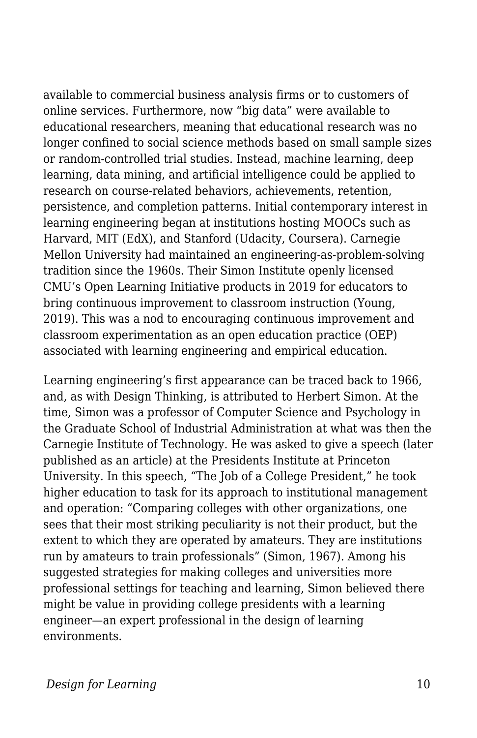available to commercial business analysis firms or to customers of online services. Furthermore, now “big data” were available to educational researchers, meaning that educational research was no longer confined to social science methods based on small sample sizes or random-controlled trial studies. Instead, machine learning, deep learning, data mining, and artificial intelligence could be applied to research on course-related behaviors, achievements, retention, persistence, and completion patterns. Initial contemporary interest in learning engineering began at institutions hosting MOOCs such as Harvard, MIT (EdX), and Stanford (Udacity, Coursera). Carnegie Mellon University had maintained an engineering-as-problem-solving tradition since the 1960s. Their Simon Institute openly licensed CMU’s Open Learning Initiative products in 2019 for educators to bring continuous improvement to classroom instruction (Young, 2019). This was a nod to encouraging continuous improvement and classroom experimentation as an open education practice (OEP) associated with learning engineering and empirical education.

Learning engineering’s first appearance can be traced back to 1966, and, as with Design Thinking, is attributed to Herbert Simon. At the time, Simon was a professor of Computer Science and Psychology in the Graduate School of Industrial Administration at what was then the Carnegie Institute of Technology. He was asked to give a speech (later published as an article) at the Presidents Institute at Princeton University. In this speech, “The Job of a College President,” he took higher education to task for its approach to institutional management and operation: “Comparing colleges with other organizations, one sees that their most striking peculiarity is not their product, but the extent to which they are operated by amateurs. They are institutions run by amateurs to train professionals” (Simon, 1967). Among his suggested strategies for making colleges and universities more professional settings for teaching and learning, Simon believed there might be value in providing college presidents with a learning engineer—an expert professional in the design of learning environments.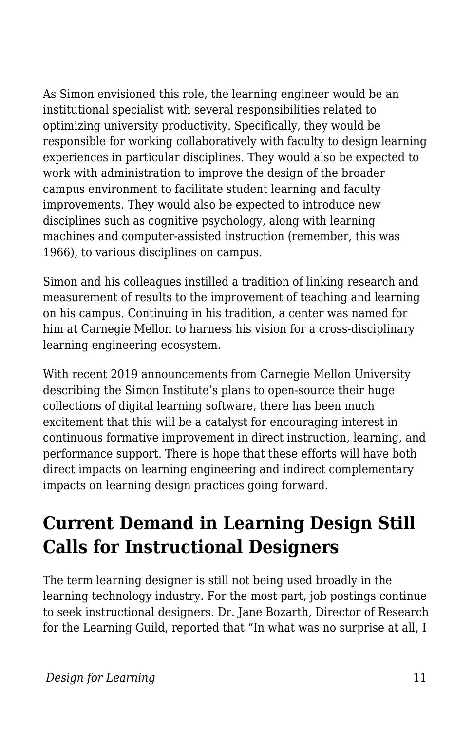As Simon envisioned this role, the learning engineer would be an institutional specialist with several responsibilities related to optimizing university productivity. Specifically, they would be responsible for working collaboratively with faculty to design learning experiences in particular disciplines. They would also be expected to work with administration to improve the design of the broader campus environment to facilitate student learning and faculty improvements. They would also be expected to introduce new disciplines such as cognitive psychology, along with learning machines and computer-assisted instruction (remember, this was 1966), to various disciplines on campus.

Simon and his colleagues instilled a tradition of linking research and measurement of results to the improvement of teaching and learning on his campus. Continuing in his tradition, a center was named for him at Carnegie Mellon to harness his vision for a cross-disciplinary learning engineering ecosystem.

With recent 2019 announcements from Carnegie Mellon University describing the Simon Institute's plans to open-source their huge collections of digital learning software, there has been much excitement that this will be a catalyst for encouraging interest in continuous formative improvement in direct instruction, learning, and performance support. There is hope that these efforts will have both direct impacts on learning engineering and indirect complementary impacts on learning design practices going forward.

## Current Demand in Learning Design Still Calls for Instructional Designers

The term learning designer is still not being used broadly in the learning technology industry. For the most part, job postings continue to seek instructional designers. Dr. Jane Bozarth, Director of Research for the Learning Guild, reported that "In what was no surprise at all, I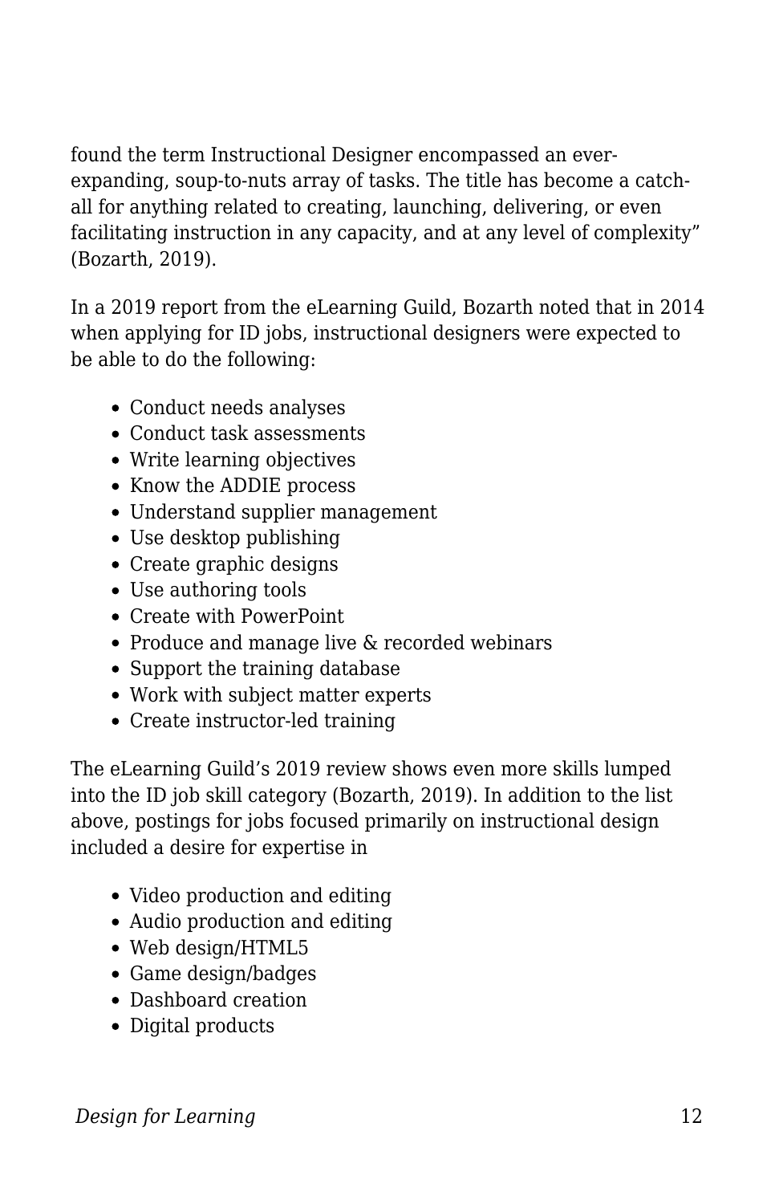found the term Instructional Designer encompassed an ever-expanding, soup-to-nuts array of tasks. The title has become a catch-all for anything related to creating, launching, delivering, or even facilitating instruction in any capacity, and at any level of complexity" (Bozarth, 2019).

In a 2019 report from the eLearning Guild, Bozarth noted that in 2014 when applying for ID jobs, instructional designers were expected to be able to do the following:

- Conduct needs analyses
- Conduct task assessments
- Write learning objectives
- Know the ADDIE process
- Understand supplier management
- Use desktop publishing
- Create graphic designs
- Use authoring tools
- Create with PowerPoint
- Produce and manage live & recorded webinars
- Support the training database
- Work with subject matter experts
- Create instructor-led training

The eLearning Guild's 2019 review shows even more skills lumped into the ID job skill category (Bozarth, 2019). In addition to the list above, postings for jobs focused primarily on instructional design included a desire for expertise in

- Video production and editing
- Audio production and editing
- Web design/HTML5
- Game design/badges
- Dashboard creation
- Digital products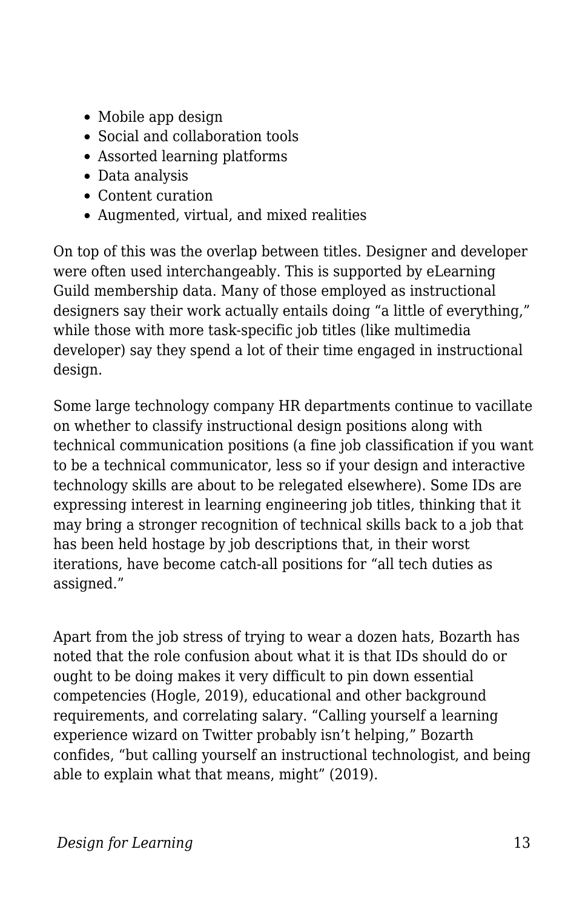- Mobile app design
- Social and collaboration tools
- Assorted learning platforms
- Data analysis
- Content curation
- Augmented, virtual, and mixed realities

On top of this was the overlap between titles. Designer and developer were often used interchangeably. This is supported by eLearning Guild membership data. Many of those employed as instructional designers say their work actually entails doing "a little of everything," while those with more task-specific job titles (like multimedia developer) say they spend a lot of their time engaged in instructional design.

Some large technology company HR departments continue to vacillate on whether to classify instructional design positions along with technical communication positions (a fine job classification if you want to be a technical communicator, less so if your design and interactive technology skills are about to be relegated elsewhere). Some IDs are expressing interest in learning engineering job titles, thinking that it may bring a stronger recognition of technical skills back to a job that has been held hostage by job descriptions that, in their worst iterations, have become catch-all positions for "all tech duties as assigned."

Apart from the job stress of trying to wear a dozen hats, Bozarth has noted that the role confusion about what it is that IDs should do or ought to be doing makes it very difficult to pin down essential competencies (Hogle, 2019), educational and other background requirements, and correlating salary. "Calling yourself a learning experience wizard on Twitter probably isn't helping," Bozarth confides, "but calling yourself an instructional technologist, and being able to explain what that means, might" (2019).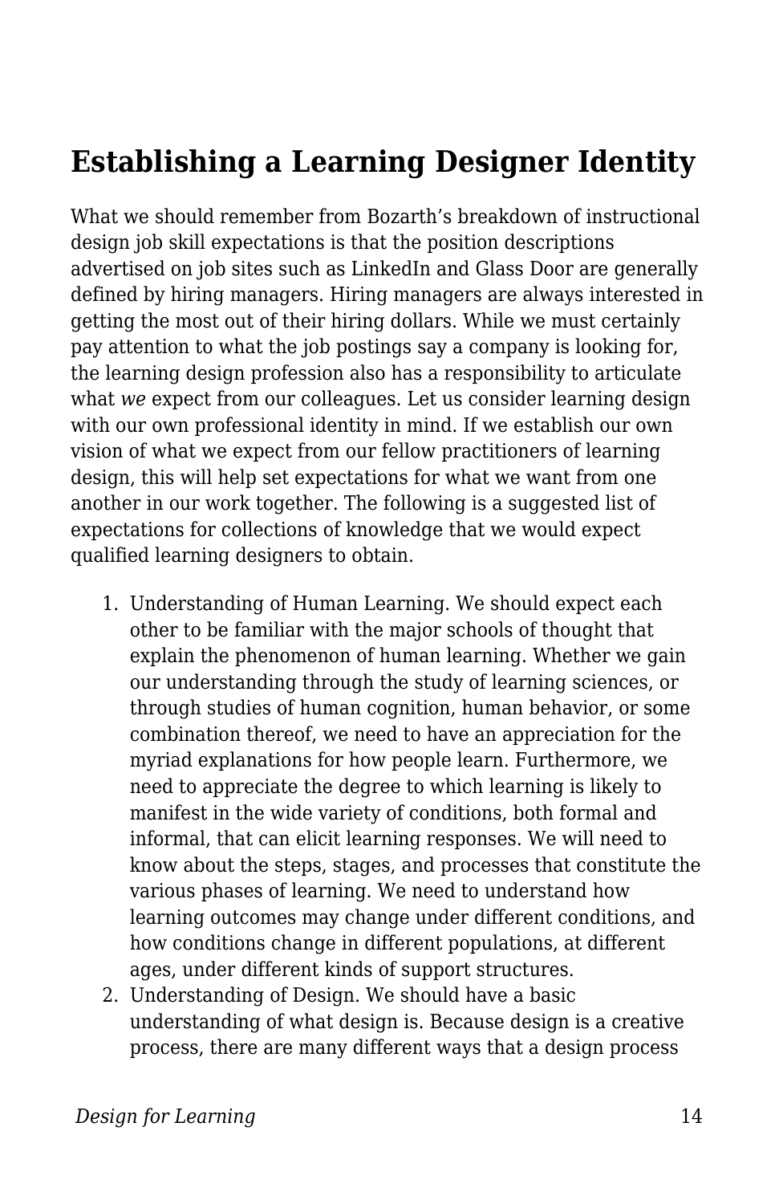## Establishing a Learning Designer Identity

What we should remember from Bozarth's breakdown of instructional design job skill expectations is that the position descriptions advertised on job sites such as LinkedIn and Glass Door are generally defined by hiring managers. Hiring managers are always interested in getting the most out of their hiring dollars. While we must certainly pay attention to what the job postings say a company is looking for, the learning design profession also has a responsibility to articulate what *we* expect from our colleagues. Let us consider learning design with our own professional identity in mind. If we establish our own vision of what we expect from our fellow practitioners of learning design, this will help set expectations for what we want from one another in our work together. The following is a suggested list of expectations for collections of knowledge that we would expect qualified learning designers to obtain.

1. Understanding of Human Learning. We should expect each other to be familiar with the major schools of thought that explain the phenomenon of human learning. Whether we gain our understanding through the study of learning sciences, or through studies of human cognition, human behavior, or some combination thereof, we need to have an appreciation for the myriad explanations for how people learn. Furthermore, we need to appreciate the degree to which learning is likely to manifest in the wide variety of conditions, both formal and informal, that can elicit learning responses. We will need to know about the steps, stages, and processes that constitute the various phases of learning. We need to understand how learning outcomes may change under different conditions, and how conditions change in different populations, at different ages, under different kinds of support structures.
2. Understanding of Design. We should have a basic understanding of what design is. Because design is a creative process, there are many different ways that a design process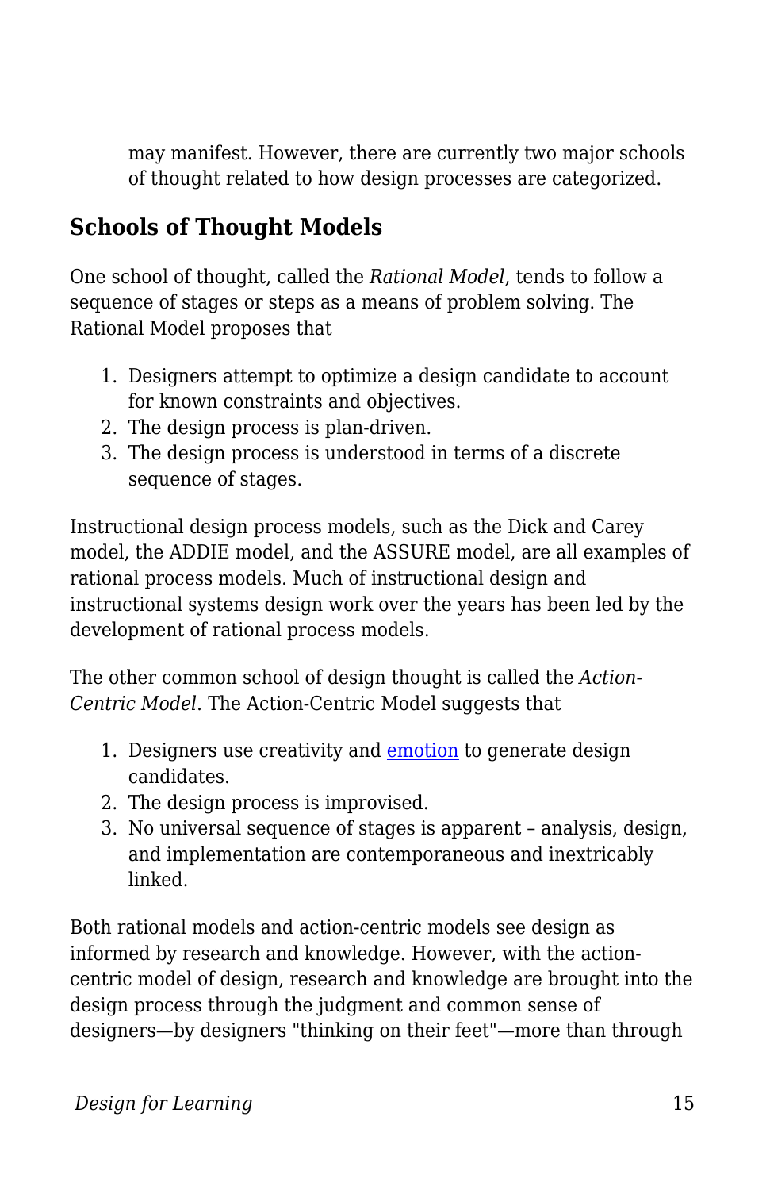may manifest. However, there are currently two major schools of thought related to how design processes are categorized.

## Schools of Thought Models

One school of thought, called the *Rational Model*, tends to follow a sequence of stages or steps as a means of problem solving. The Rational Model proposes that

1. Designers attempt to optimize a design candidate to account for known constraints and objectives.
2. The design process is plan-driven.
3. The design process is understood in terms of a discrete sequence of stages.

Instructional design process models, such as the Dick and Carey model, the ADDIE model, and the ASSURE model, are all examples of rational process models. Much of instructional design and instructional systems design work over the years has been led by the development of rational process models.

The other common school of design thought is called the *Action-Centric Model*. The Action-Centric Model suggests that

1. Designers use creativity and emotion to generate design candidates.
2. The design process is improvised.
3. No universal sequence of stages is apparent – analysis, design, and implementation are contemporaneous and inextricably linked.

Both rational models and action-centric models see design as informed by research and knowledge. However, with the action-centric model of design, research and knowledge are brought into the design process through the judgment and common sense of designers—by designers "thinking on their feet"—more than through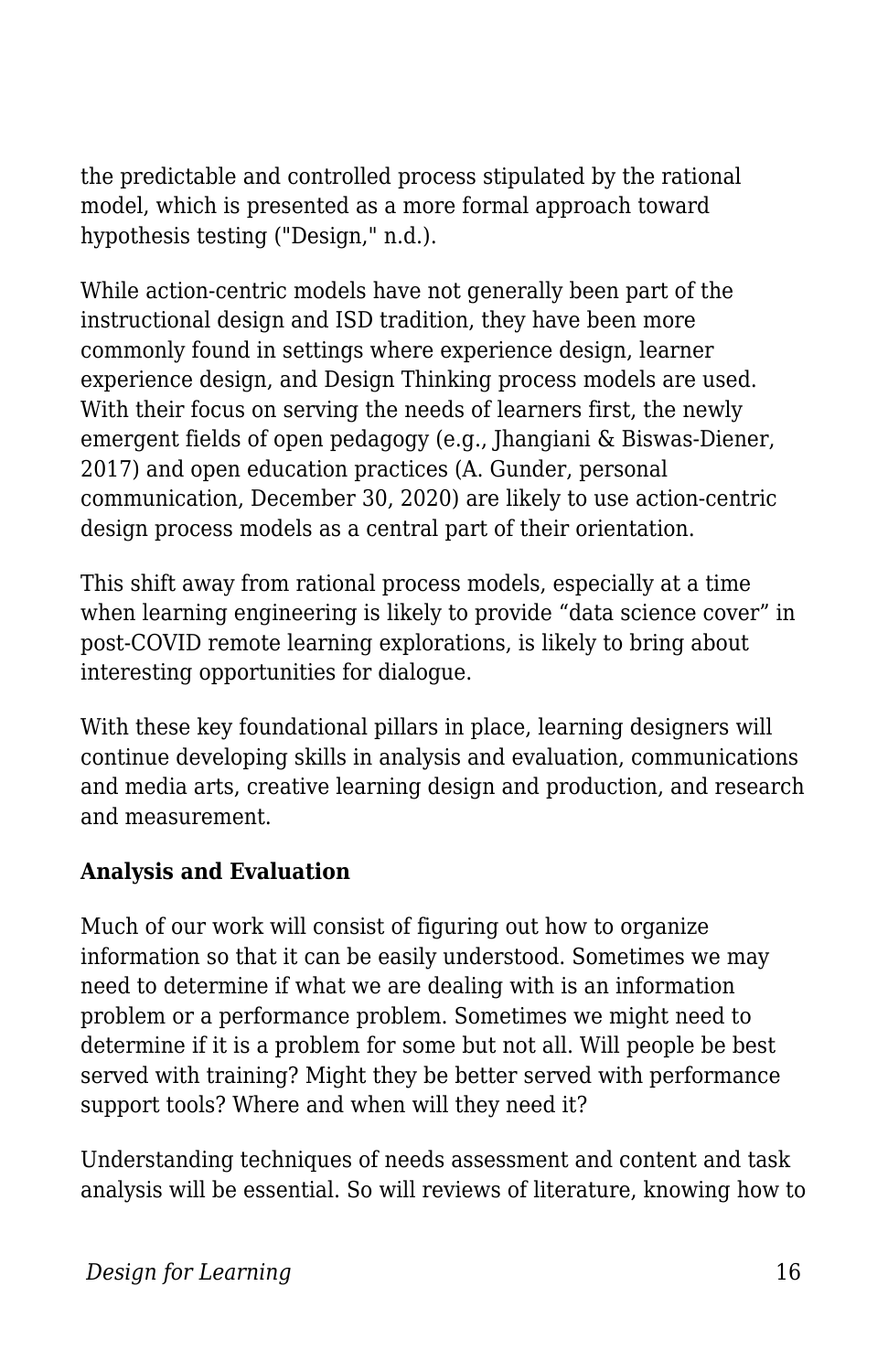the predictable and controlled process stipulated by the rational model, which is presented as a more formal approach toward hypothesis testing ("Design," n.d.).

While action-centric models have not generally been part of the instructional design and ISD tradition, they have been more commonly found in settings where experience design, learner experience design, and Design Thinking process models are used. With their focus on serving the needs of learners first, the newly emergent fields of open pedagogy (e.g., Jhangiani & Biswas-Diener, 2017) and open education practices (A. Gunder, personal communication, December 30, 2020) are likely to use action-centric design process models as a central part of their orientation.

This shift away from rational process models, especially at a time when learning engineering is likely to provide “data science cover” in post-COVID remote learning explorations, is likely to bring about interesting opportunities for dialogue.

With these key foundational pillars in place, learning designers will continue developing skills in analysis and evaluation, communications and media arts, creative learning design and production, and research and measurement.

**Analysis and Evaluation**

Much of our work will consist of figuring out how to organize information so that it can be easily understood. Sometimes we may need to determine if what we are dealing with is an information problem or a performance problem. Sometimes we might need to determine if it is a problem for some but not all. Will people be best served with training? Might they be better served with performance support tools? Where and when will they need it?

Understanding techniques of needs assessment and content and task analysis will be essential. So will reviews of literature, knowing how to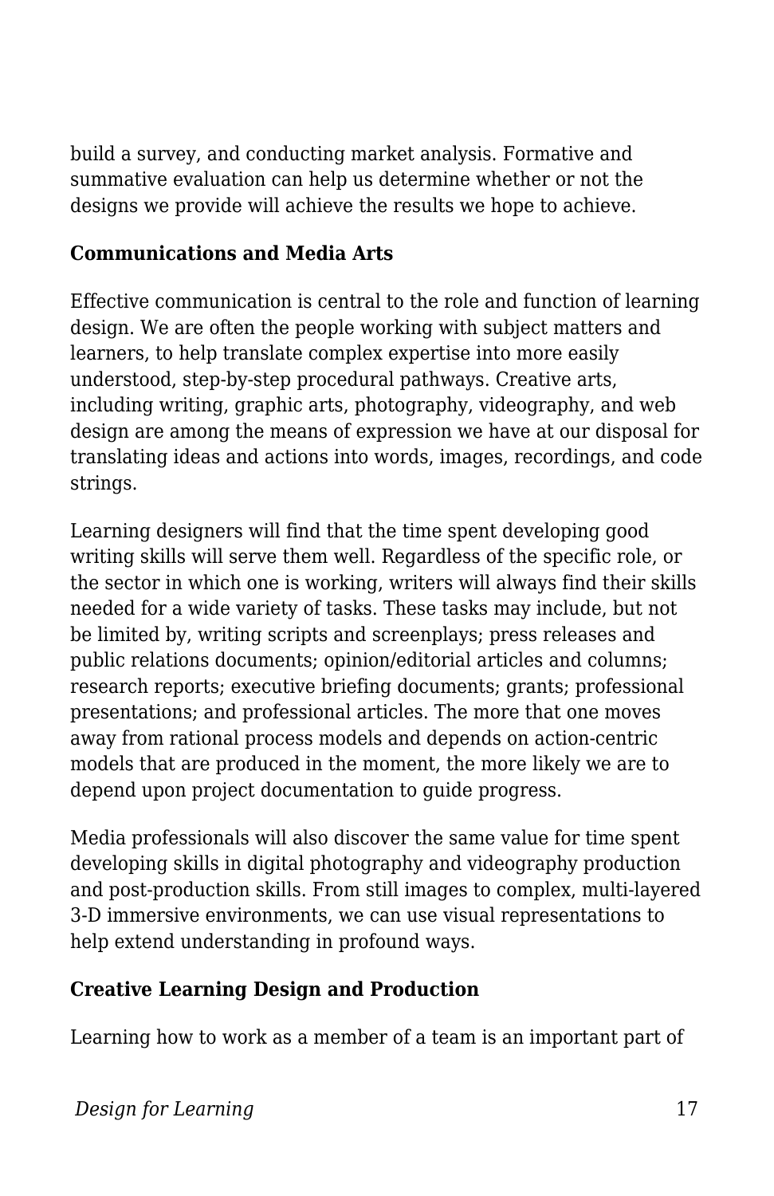build a survey, and conducting market analysis. Formative and summative evaluation can help us determine whether or not the designs we provide will achieve the results we hope to achieve.

**Communications and Media Arts**

Effective communication is central to the role and function of learning design. We are often the people working with subject matters and learners, to help translate complex expertise into more easily understood, step-by-step procedural pathways. Creative arts, including writing, graphic arts, photography, videography, and web design are among the means of expression we have at our disposal for translating ideas and actions into words, images, recordings, and code strings.

Learning designers will find that the time spent developing good writing skills will serve them well. Regardless of the specific role, or the sector in which one is working, writers will always find their skills needed for a wide variety of tasks. These tasks may include, but not be limited by, writing scripts and screenplays; press releases and public relations documents; opinion/editorial articles and columns; research reports; executive briefing documents; grants; professional presentations; and professional articles. The more that one moves away from rational process models and depends on action-centric models that are produced in the moment, the more likely we are to depend upon project documentation to guide progress.

Media professionals will also discover the same value for time spent developing skills in digital photography and videography production and post-production skills. From still images to complex, multi-layered 3-D immersive environments, we can use visual representations to help extend understanding in profound ways.

**Creative Learning Design and Production**

Learning how to work as a member of a team is an important part of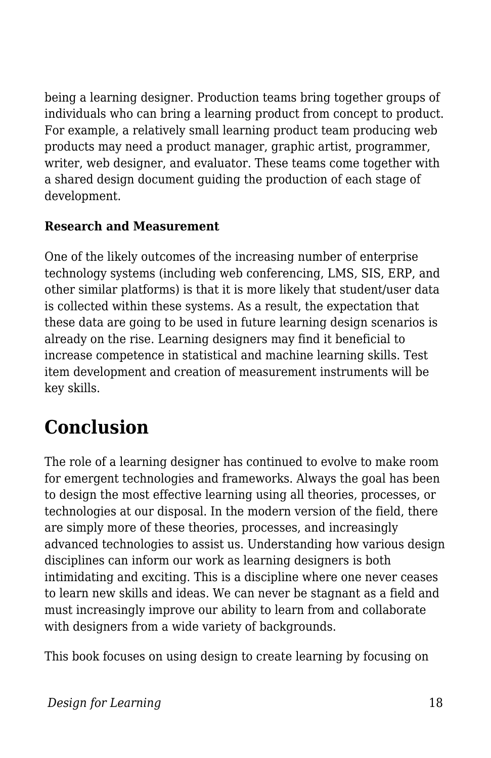being a learning designer. Production teams bring together groups of individuals who can bring a learning product from concept to product. For example, a relatively small learning product team producing web products may need a product manager, graphic artist, programmer, writer, web designer, and evaluator. These teams come together with a shared design document guiding the production of each stage of development.

**Research and Measurement**

One of the likely outcomes of the increasing number of enterprise technology systems (including web conferencing, LMS, SIS, ERP, and other similar platforms) is that it is more likely that student/user data is collected within these systems. As a result, the expectation that these data are going to be used in future learning design scenarios is already on the rise. Learning designers may find it beneficial to increase competence in statistical and machine learning skills. Test item development and creation of measurement instruments will be key skills.

## Conclusion

The role of a learning designer has continued to evolve to make room for emergent technologies and frameworks. Always the goal has been to design the most effective learning using all theories, processes, or technologies at our disposal. In the modern version of the field, there are simply more of these theories, processes, and increasingly advanced technologies to assist us. Understanding how various design disciplines can inform our work as learning designers is both intimidating and exciting. This is a discipline where one never ceases to learn new skills and ideas. We can never be stagnant as a field and must increasingly improve our ability to learn from and collaborate with designers from a wide variety of backgrounds.

This book focuses on using design to create learning by focusing on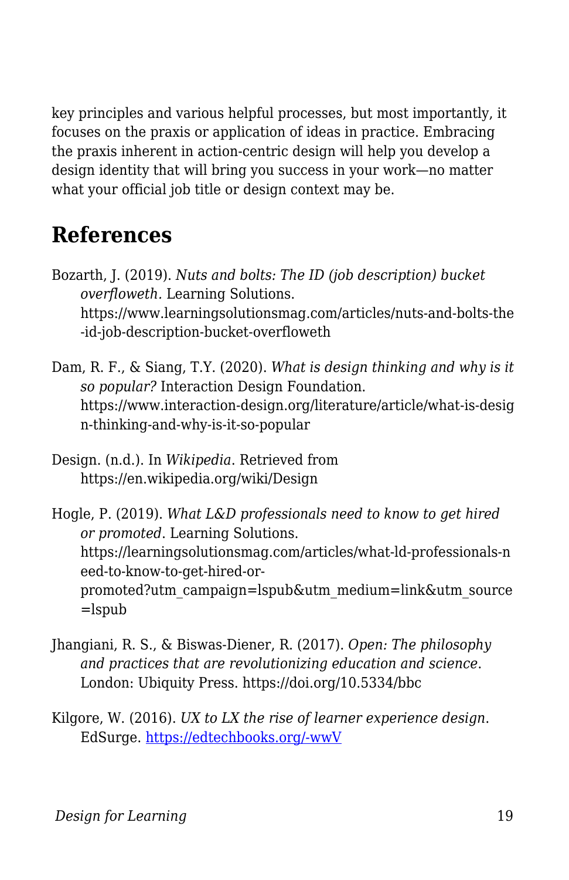key principles and various helpful processes, but most importantly, it focuses on the praxis or application of ideas in practice. Embracing the praxis inherent in action-centric design will help you develop a design identity that will bring you success in your work—no matter what your official job title or design context may be.

## References

Bozarth, J. (2019). *Nuts and bolts: The ID (job description) bucket overfloweth.* Learning Solutions. https://www.learningsolutionsmag.com/articles/nuts-and-bolts-the-id-job-description-bucket-overfloweth

Dam, R. F., & Siang, T.Y. (2020). *What is design thinking and why is it so popular?* Interaction Design Foundation. https://www.interaction-design.org/literature/article/what-is-design-thinking-and-why-is-it-so-popular

Design. (n.d.). In *Wikipedia*. Retrieved from https://en.wikipedia.org/wiki/Design

Hogle, P. (2019). *What L&D professionals need to know to get hired or promoted*. Learning Solutions. https://learningsolutionsmag.com/articles/what-ld-professionals-need-to-know-to-get-hired-or-promoted?utm_campaign=lspub&utm_medium=link&utm_source=lspub

Jhangiani, R. S., & Biswas-Diener, R. (2017). *Open: The philosophy and practices that are revolutionizing education and science*. London: Ubiquity Press. https://doi.org/10.5334/bbc

Kilgore, W. (2016). *UX to LX the rise of learner experience design*. EdSurge. [https://edtechbooks.org/-wwV](https://edtechbooks.org/-wwV)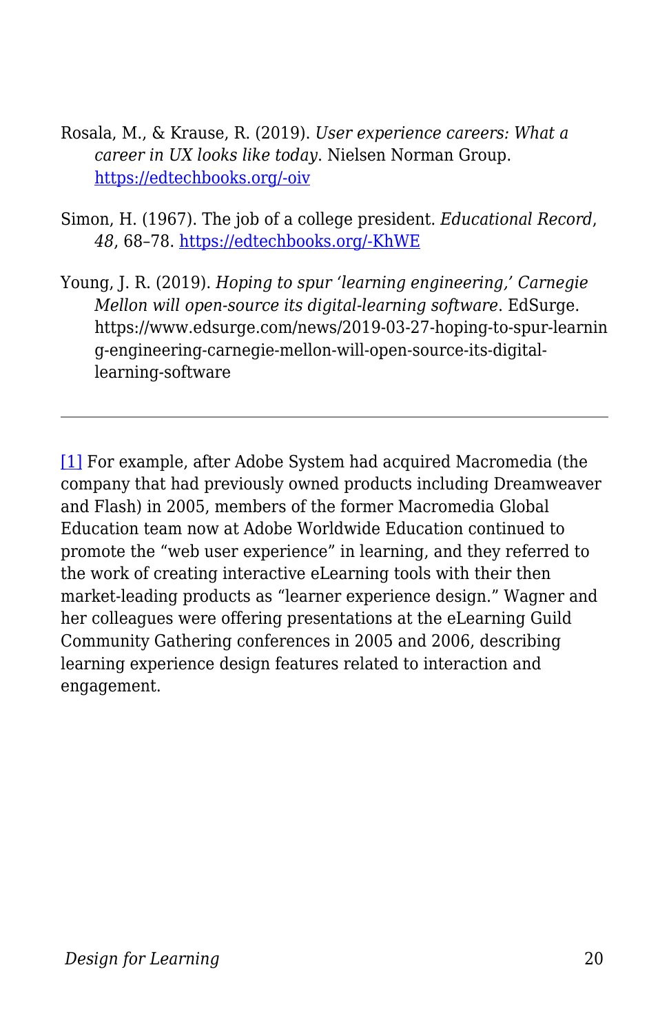Rosala, M., & Krause, R. (2019). *User experience careers: What a career in UX looks like today*. Nielsen Norman Group. https://edtechbooks.org/-oiv

Simon, H. (1967). The job of a college president. *Educational Record*, *48*, 68–78. https://edtechbooks.org/-KhWE

Young, J. R. (2019). *Hoping to spur 'learning engineering,' Carnegie Mellon will open-source its digital-learning software*. EdSurge. https://www.edsurge.com/news/2019-03-27-hoping-to-spur-learning-engineering-carnegie-mellon-will-open-source-its-digital-learning-software

---

[1] For example, after Adobe System had acquired Macromedia (the company that had previously owned products including Dreamweaver and Flash) in 2005, members of the former Macromedia Global Education team now at Adobe Worldwide Education continued to promote the "web user experience" in learning, and they referred to the work of creating interactive eLearning tools with their then market-leading products as "learner experience design." Wagner and her colleagues were offering presentations at the eLearning Guild Community Gathering conferences in 2005 and 2006, describing learning experience design features related to interaction and engagement.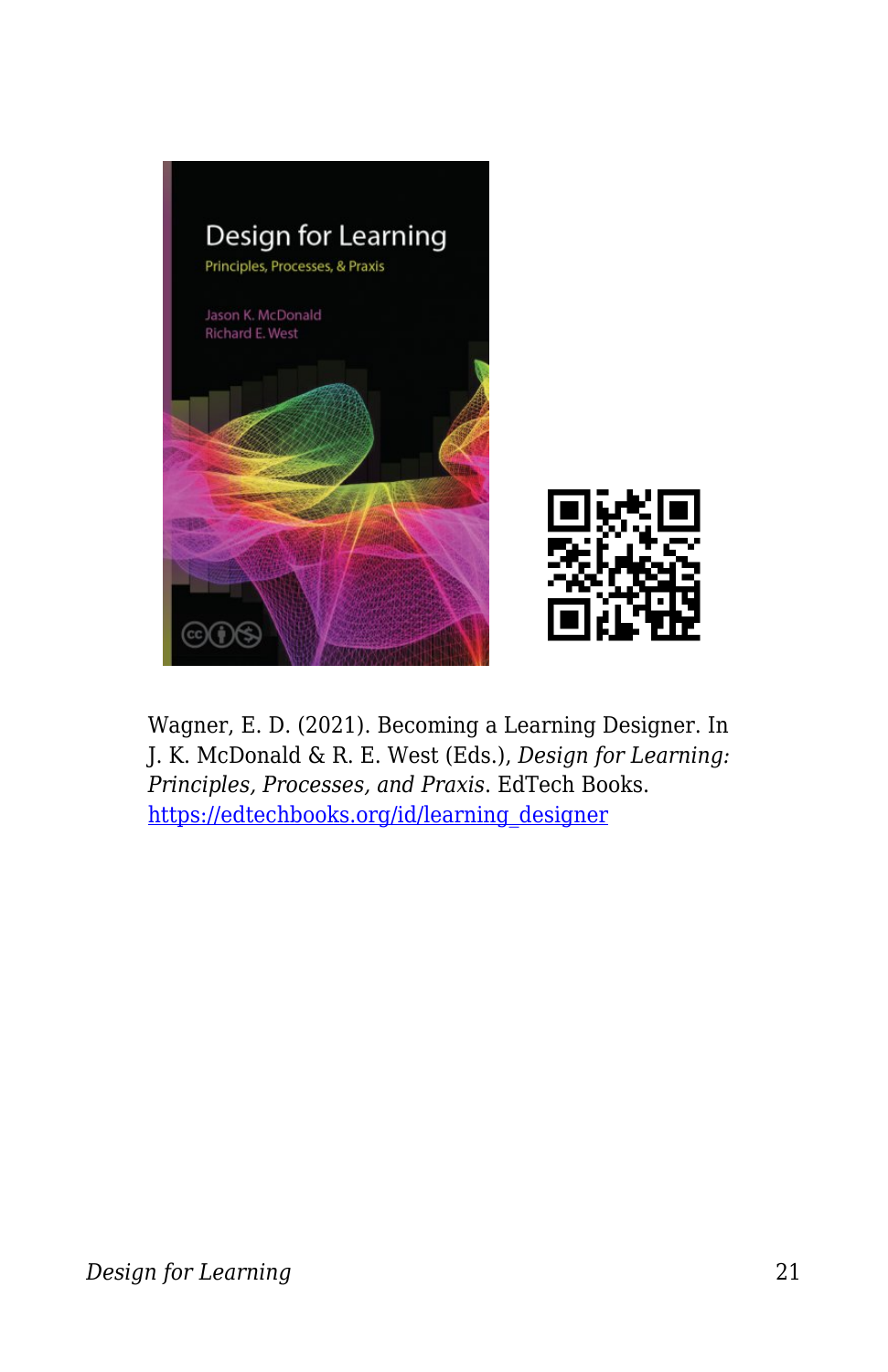Wagner, E. D. (2021). Becoming a Learning Designer. In J. K. McDonald & R. E. West (Eds.), *Design for Learning: Principles, Processes, and Praxis*. EdTech Books. https://edtechbooks.org/id/learning_designer